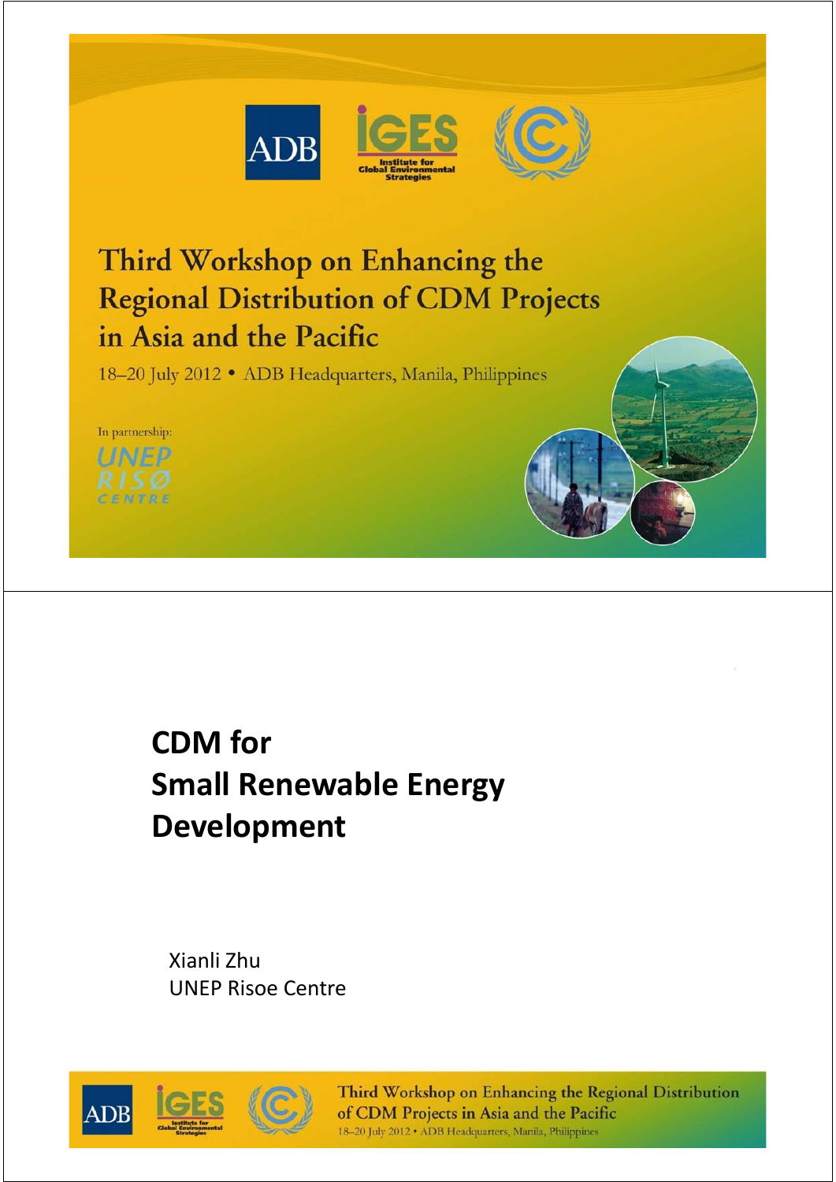# Third Workshop on Enhancing the Regional Distribution of CDM Projects in Asia and the Pacific

18–20 July 2012 • ADB Headquarters, Manila, Philippines

In partnership:
UNEP RISØ CENTRE

---

## CDM for Small Renewable Energy Development

Xianli Zhu
UNEP Risoe Centre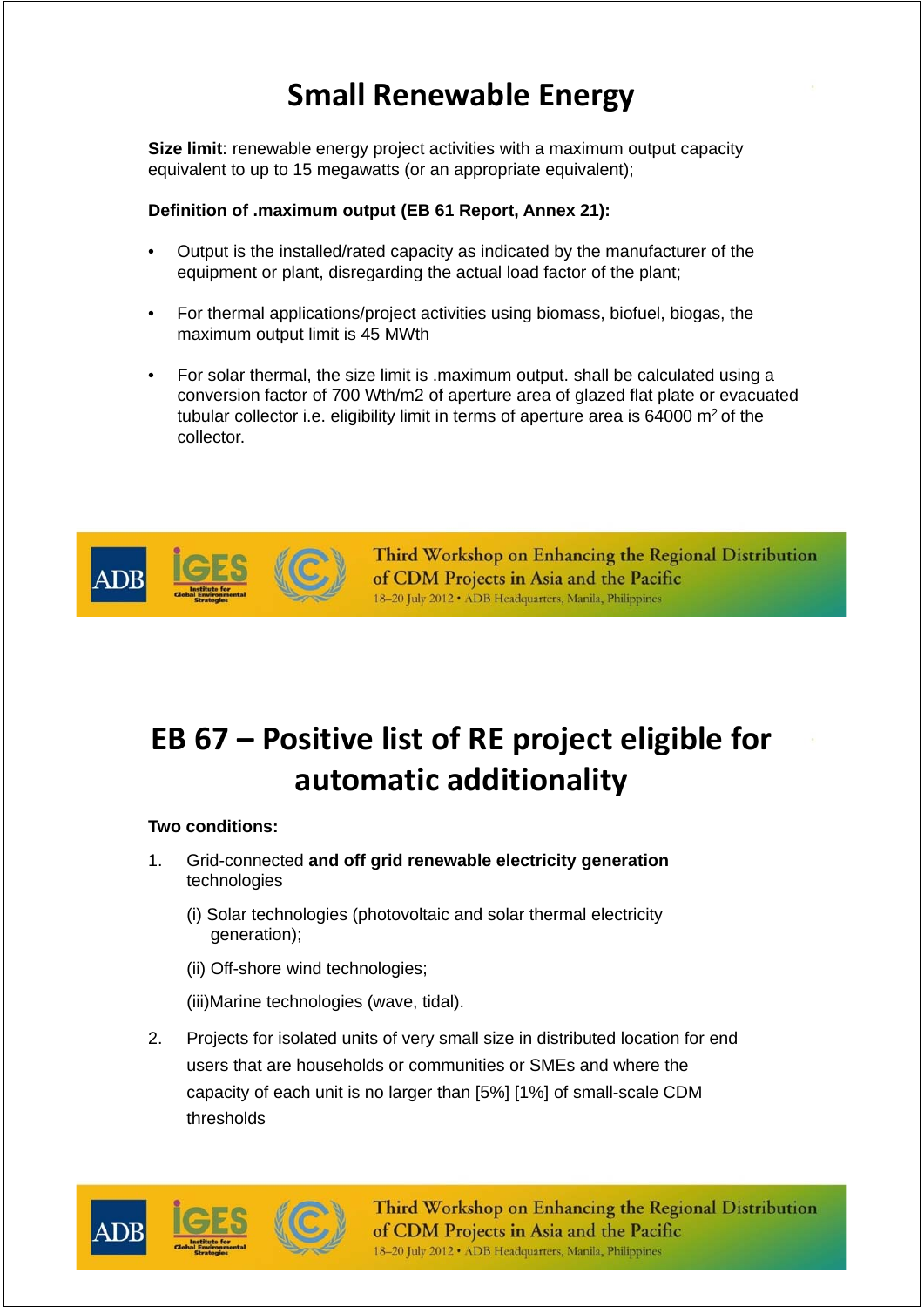# Small Renewable Energy

**Size limit**: renewable energy project activities with a maximum output capacity equivalent to up to 15 megawatts (or an appropriate equivalent);

**Definition of .maximum output (EB 61 Report, Annex 21):**

- Output is the installed/rated capacity as indicated by the manufacturer of the equipment or plant, disregarding the actual load factor of the plant;
- For thermal applications/project activities using biomass, biofuel, biogas, the maximum output limit is 45 MWth
- For solar thermal, the size limit is .maximum output. shall be calculated using a conversion factor of 700 Wth/m2 of aperture area of glazed flat plate or evacuated tubular collector i.e. eligibility limit in terms of aperture area is 64000 $m^2$ of the collector.

# EB 67 – Positive list of RE project eligible for automatic additionality

**Two conditions:**

1. Grid-connected **and off grid renewable electricity generation** technologies

   (i) Solar technologies (photovoltaic and solar thermal electricity generation);

   (ii) Off-shore wind technologies;

   (iii)Marine technologies (wave, tidal).

2. Projects for isolated units of very small size in distributed location for end users that are households or communities or SMEs and where the capacity of each unit is no larger than [5%] [1%] of small-scale CDM thresholds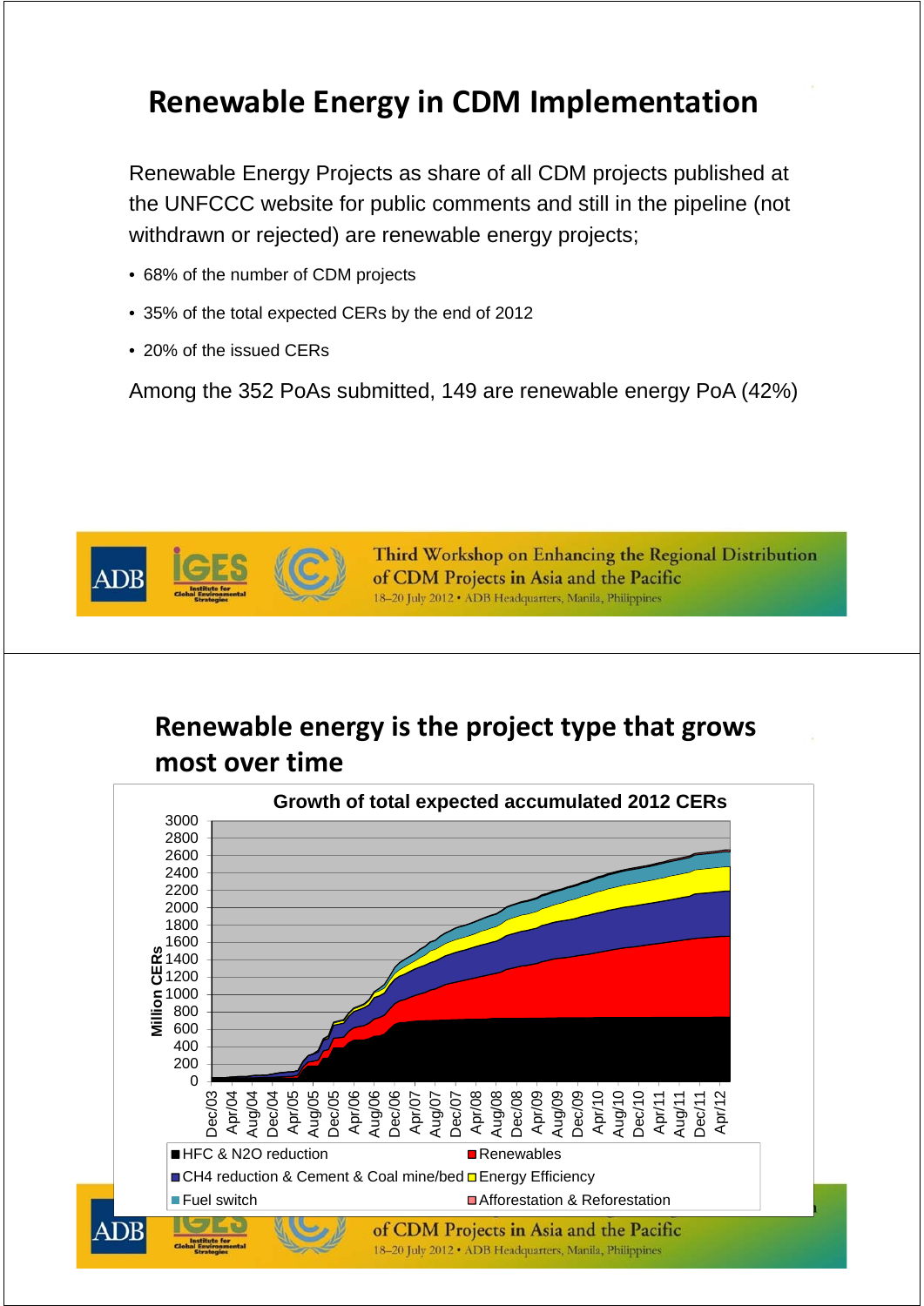## Renewable Energy in CDM Implementation

Renewable Energy Projects as share of all CDM projects published at the UNFCCC website for public comments and still in the pipeline (not withdrawn or rejected) are renewable energy projects;

- 68% of the number of CDM projects
- 35% of the total expected CERs by the end of 2012
- 20% of the issued CERs

Among the 352 PoAs submitted, 149 are renewable energy PoA (42%)

## Renewable energy is the project type that grows most over time

Growth of total expected accumulated 2012 CERs

Million CERs (0–3000); Dec/03 – Apr/12

HFC & N2O reduction | Renewables | CH4 reduction & Cement & Coal mine/bed | Energy Efficiency | Fuel switch | Afforestation & Reforestation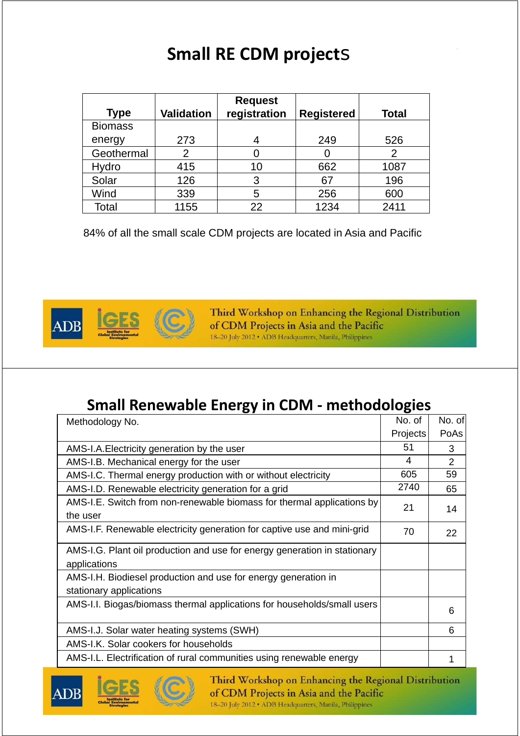## Small RE CDM projects

| Type | Validation | Request registration | Registered | Total |
|---|---|---|---|---|
| Biomass energy | 273 | 4 | 249 | 526 |
| Geothermal | 2 | 0 | 0 | 2 |
| Hydro | 415 | 10 | 662 | 1087 |
| Solar | 126 | 3 | 67 | 196 |
| Wind | 339 | 5 | 256 | 600 |
| Total | 1155 | 22 | 1234 | 2411 |

84% of all the small scale CDM projects are located in Asia and Pacific

## Small Renewable Energy in CDM - methodologies

| Methodology No. | No. of Projects | No. of PoAs |
|---|---|---|
| AMS-I.A.Electricity generation by the user | 51 | 3 |
| AMS-I.B. Mechanical energy for the user | 4 | 2 |
| AMS-I.C. Thermal energy production with or without electricity | 605 | 59 |
| AMS-I.D. Renewable electricity generation for a grid | 2740 | 65 |
| AMS-I.E. Switch from non-renewable biomass for thermal applications by the user | 21 | 14 |
| AMS-I.F. Renewable electricity generation for captive use and mini-grid | 70 | 22 |
| AMS-I.G. Plant oil production and use for energy generation in stationary applications | | |
| AMS-I.H. Biodiesel production and use for energy generation in stationary applications | | |
| AMS-I.I. Biogas/biomass thermal applications for households/small users | | 6 |
| AMS-I.J. Solar water heating systems (SWH) | | 6 |
| AMS-I.K. Solar cookers for households | | |
| AMS-I.L. Electrification of rural communities using renewable energy | | 1 |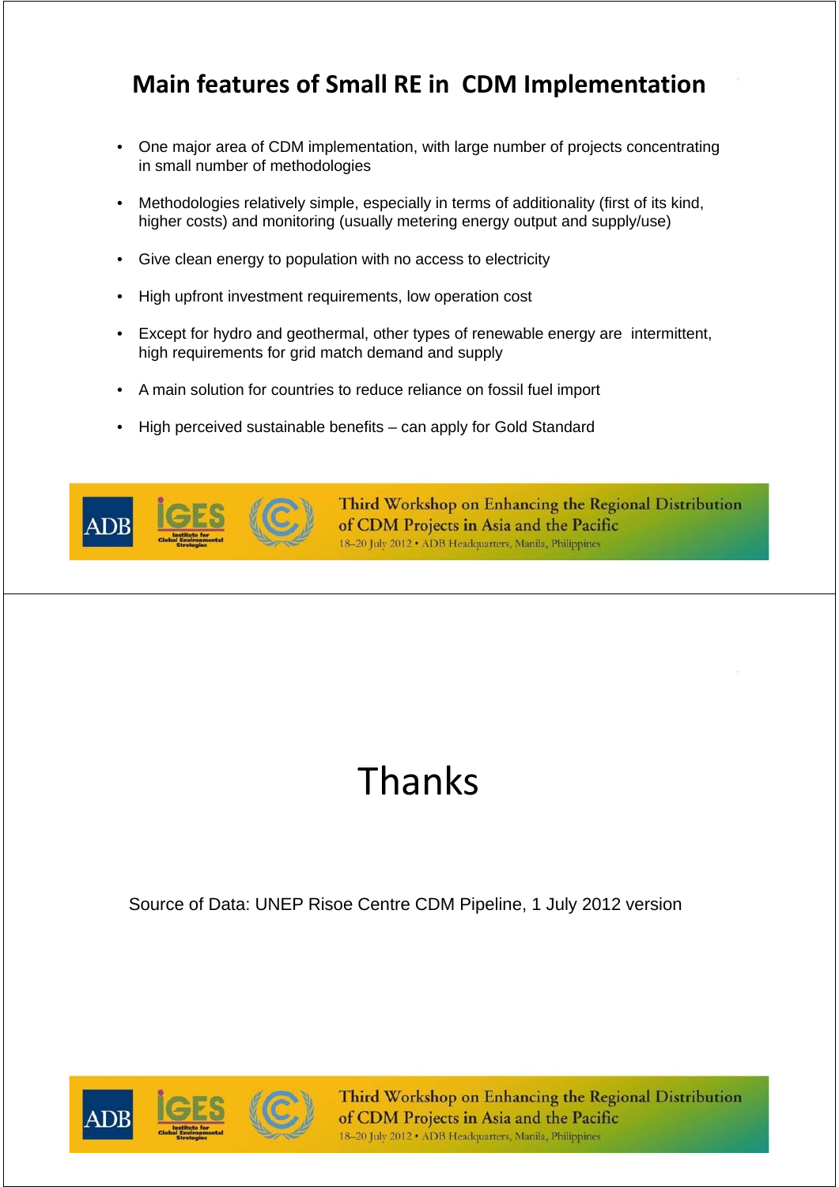## Main features of Small RE in CDM Implementation

- One major area of CDM implementation, with large number of projects concentrating in small number of methodologies
- Methodologies relatively simple, especially in terms of additionality (first of its kind, higher costs) and monitoring (usually metering energy output and supply/use)
- Give clean energy to population with no access to electricity
- High upfront investment requirements, low operation cost
- Except for hydro and geothermal, other types of renewable energy are intermittent, high requirements for grid match demand and supply
- A main solution for countries to reduce reliance on fossil fuel import
- High perceived sustainable benefits – can apply for Gold Standard

# Thanks

Source of Data: UNEP Risoe Centre CDM Pipeline, 1 July 2012 version